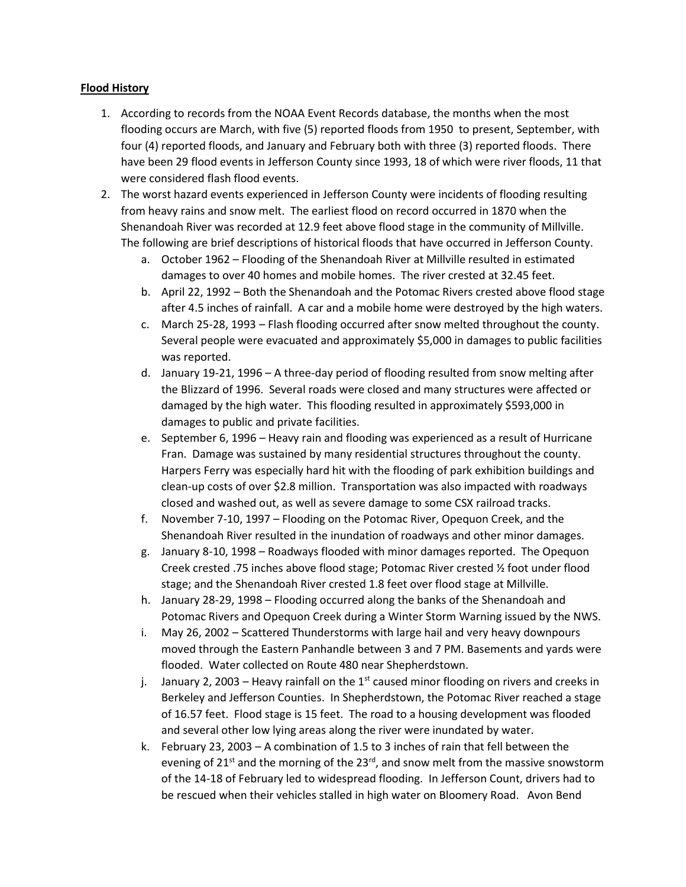**Flood History**

1. According to records from the NOAA Event Records database, the months when the most flooding occurs are March, with five (5) reported floods from 1950 to present, September, with four (4) reported floods, and January and February both with three (3) reported floods. There have been 29 flood events in Jefferson County since 1993, 18 of which were river floods, 11 that were considered flash flood events.
2. The worst hazard events experienced in Jefferson County were incidents of flooding resulting from heavy rains and snow melt. The earliest flood on record occurred in 1870 when the Shenandoah River was recorded at 12.9 feet above flood stage in the community of Millville. The following are brief descriptions of historical floods that have occurred in Jefferson County.
    a. October 1962 – Flooding of the Shenandoah River at Millville resulted in estimated damages to over 40 homes and mobile homes. The river crested at 32.45 feet.
    b. April 22, 1992 – Both the Shenandoah and the Potomac Rivers crested above flood stage after 4.5 inches of rainfall. A car and a mobile home were destroyed by the high waters.
    c. March 25-28, 1993 – Flash flooding occurred after snow melted throughout the county. Several people were evacuated and approximately $5,000 in damages to public facilities was reported.
    d. January 19-21, 1996 – A three-day period of flooding resulted from snow melting after the Blizzard of 1996. Several roads were closed and many structures were affected or damaged by the high water. This flooding resulted in approximately $593,000 in damages to public and private facilities.
    e. September 6, 1996 – Heavy rain and flooding was experienced as a result of Hurricane Fran. Damage was sustained by many residential structures throughout the county. Harpers Ferry was especially hard hit with the flooding of park exhibition buildings and clean-up costs of over $2.8 million. Transportation was also impacted with roadways closed and washed out, as well as severe damage to some CSX railroad tracks.
    f. November 7-10, 1997 – Flooding on the Potomac River, Opequon Creek, and the Shenandoah River resulted in the inundation of roadways and other minor damages.
    g. January 8-10, 1998 – Roadways flooded with minor damages reported. The Opequon Creek crested .75 inches above flood stage; Potomac River crested ½ foot under flood stage; and the Shenandoah River crested 1.8 feet over flood stage at Millville.
    h. January 28-29, 1998 – Flooding occurred along the banks of the Shenandoah and Potomac Rivers and Opequon Creek during a Winter Storm Warning issued by the NWS.
    i. May 26, 2002 – Scattered Thunderstorms with large hail and very heavy downpours moved through the Eastern Panhandle between 3 and 7 PM. Basements and yards were flooded. Water collected on Route 480 near Shepherdstown.
    j. January 2, 2003 – Heavy rainfall on the 1st caused minor flooding on rivers and creeks in Berkeley and Jefferson Counties. In Shepherdstown, the Potomac River reached a stage of 16.57 feet. Flood stage is 15 feet. The road to a housing development was flooded and several other low lying areas along the river were inundated by water.
    k. February 23, 2003 – A combination of 1.5 to 3 inches of rain that fell between the evening of 21st and the morning of the 23rd, and snow melt from the massive snowstorm of the 14-18 of February led to widespread flooding. In Jefferson Count, drivers had to be rescued when their vehicles stalled in high water on Bloomery Road. Avon Bend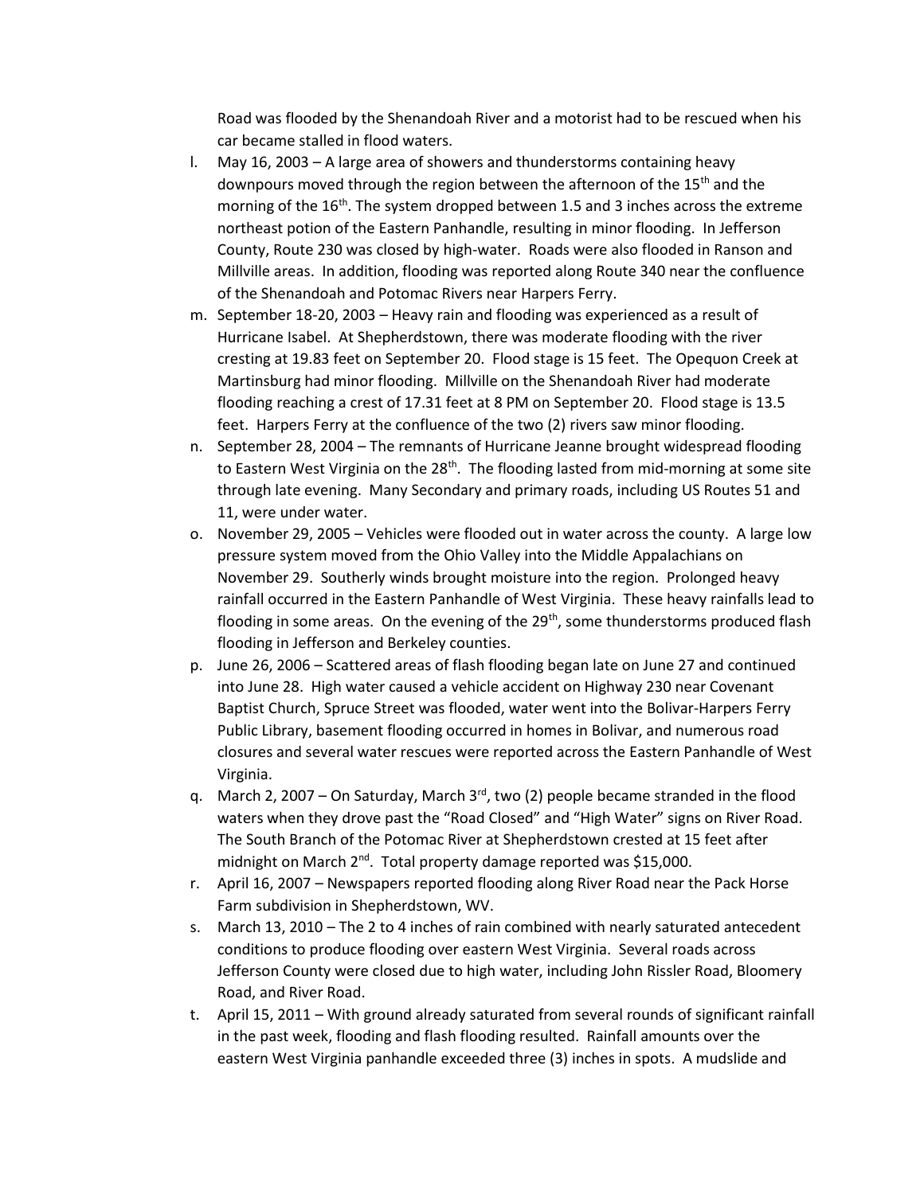Road was flooded by the Shenandoah River and a motorist had to be rescued when his car became stalled in flood waters.

l. May 16, 2003 – A large area of showers and thunderstorms containing heavy downpours moved through the region between the afternoon of the 15th and the morning of the 16th. The system dropped between 1.5 and 3 inches across the extreme northeast potion of the Eastern Panhandle, resulting in minor flooding. In Jefferson County, Route 230 was closed by high-water. Roads were also flooded in Ranson and Millville areas. In addition, flooding was reported along Route 340 near the confluence of the Shenandoah and Potomac Rivers near Harpers Ferry.
m. September 18-20, 2003 – Heavy rain and flooding was experienced as a result of Hurricane Isabel. At Shepherdstown, there was moderate flooding with the river cresting at 19.83 feet on September 20. Flood stage is 15 feet. The Opequon Creek at Martinsburg had minor flooding. Millville on the Shenandoah River had moderate flooding reaching a crest of 17.31 feet at 8 PM on September 20. Flood stage is 13.5 feet. Harpers Ferry at the confluence of the two (2) rivers saw minor flooding.
n. September 28, 2004 – The remnants of Hurricane Jeanne brought widespread flooding to Eastern West Virginia on the 28th. The flooding lasted from mid-morning at some site through late evening. Many Secondary and primary roads, including US Routes 51 and 11, were under water.
o. November 29, 2005 – Vehicles were flooded out in water across the county. A large low pressure system moved from the Ohio Valley into the Middle Appalachians on November 29. Southerly winds brought moisture into the region. Prolonged heavy rainfall occurred in the Eastern Panhandle of West Virginia. These heavy rainfalls lead to flooding in some areas. On the evening of the 29th, some thunderstorms produced flash flooding in Jefferson and Berkeley counties.
p. June 26, 2006 – Scattered areas of flash flooding began late on June 27 and continued into June 28. High water caused a vehicle accident on Highway 230 near Covenant Baptist Church, Spruce Street was flooded, water went into the Bolivar-Harpers Ferry Public Library, basement flooding occurred in homes in Bolivar, and numerous road closures and several water rescues were reported across the Eastern Panhandle of West Virginia.
q. March 2, 2007 – On Saturday, March 3rd, two (2) people became stranded in the flood waters when they drove past the "Road Closed" and "High Water" signs on River Road. The South Branch of the Potomac River at Shepherdstown crested at 15 feet after midnight on March 2nd. Total property damage reported was $15,000.
r. April 16, 2007 – Newspapers reported flooding along River Road near the Pack Horse Farm subdivision in Shepherdstown, WV.
s. March 13, 2010 – The 2 to 4 inches of rain combined with nearly saturated antecedent conditions to produce flooding over eastern West Virginia. Several roads across Jefferson County were closed due to high water, including John Rissler Road, Bloomery Road, and River Road.
t. April 15, 2011 – With ground already saturated from several rounds of significant rainfall in the past week, flooding and flash flooding resulted. Rainfall amounts over the eastern West Virginia panhandle exceeded three (3) inches in spots. A mudslide and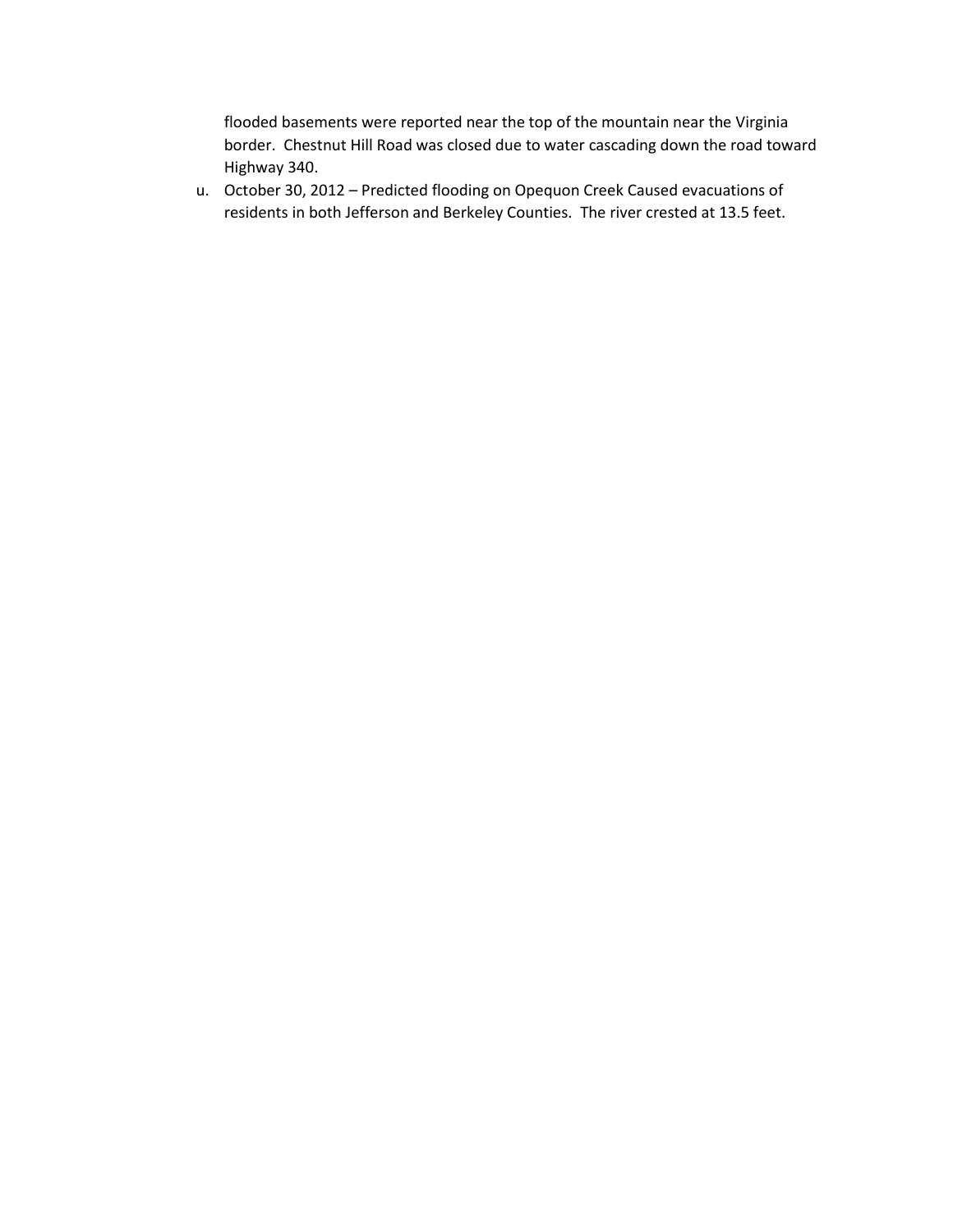flooded basements were reported near the top of the mountain near the Virginia border. Chestnut Hill Road was closed due to water cascading down the road toward Highway 340.

u. October 30, 2012 – Predicted flooding on Opequon Creek Caused evacuations of residents in both Jefferson and Berkeley Counties. The river crested at 13.5 feet.